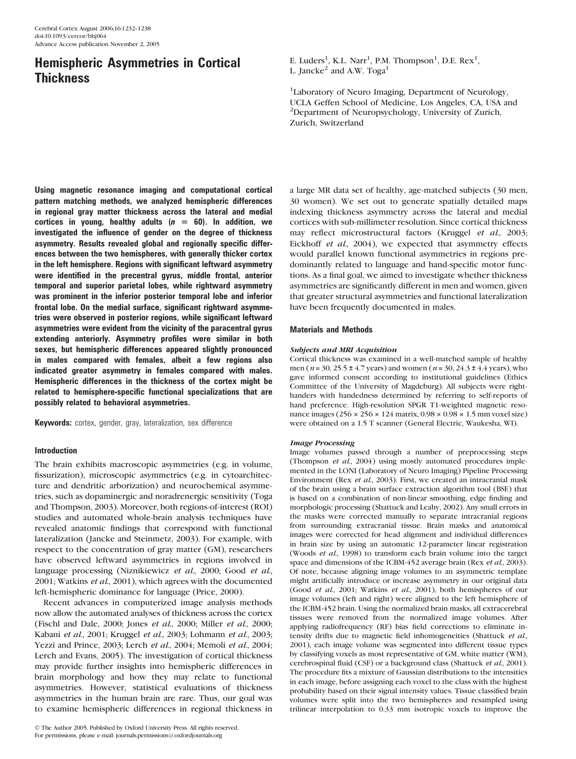# Hemispheric Asymmetries in Cortical Thickness

E. Luders[1], K.L. Narr[1], P.M. Thompson[1], D.E. Rex[1], L. Jancke[2] and A.W. Toga[1]

[1]Laboratory of Neuro Imaging, Department of Neurology, UCLA Geffen School of Medicine, Los Angeles, CA, USA and [2]Department of Neuropsychology, University of Zurich, Zurich, Switzerland

**Using magnetic resonance imaging and computational cortical pattern matching methods, we analyzed hemispheric differences in regional gray matter thickness across the lateral and medial cortices in young, healthy adults ($n = 60$). In addition, we investigated the influence of gender on the degree of specific thickness asymmetry. Results revealed global and regionally specific differences between the two hemispheres, with generally thicker cortex in the left hemisphere. Regions with significant leftward asymmetry were identified in the precentral gyrus, middle frontal, anterior temporal and superior parietal lobes, while rightward asymmetry was prominent in the inferior posterior temporal lobe and inferior frontal lobe. On the medial surface, significant rightward asymmetries were observed in posterior regions, while significant leftward asymmetries were evident from the vicinity of the paracentral gyrus extending anteriorly. Asymmetry profiles were similar in both sexes, but hemispheric differences appeared slightly pronounced in males compared with females, albeit a few regions also indicated greater asymmetry in females compared with males. Hemispheric differences in the thickness of the cortex might be related to hemisphere-specific functional specializations that are possibly related to behavioral asymmetries.**

**Keywords:** cortex, gender, gray, lateralization, sex difference

## Introduction

The brain exhibits macroscopic asymmetries (e.g. in volume, fissurization), microscopic asymmetries (e.g. in cytoarchitecture and dendritic arborization) and neurochemical asymmetries, such as dopaminergic and noradrenergic sensitivity (Toga and Thompson, 2003). Moreover, both regions-of-interest (ROI) studies and automated whole-brain analysis techniques have revealed anatomic findings that correspond with functional lateralization (Jancke and Steinmetz, 2003). For example, with respect to the concentration of gray matter (GM), researchers have observed leftward asymmetries in regions involved in language processing (Niznikiewicz *et al*., 2000; Good *et al*., 2001; Watkins *et al*., 2001), which agrees with the documented left-hemispheric dominance for language (Price, 2000).

Recent advances in computerized image analysis methods now allow the automated analyses of thickness across the cortex (Fischl and Dale, 2000; Jones *et al*., 2000; Miller *et al*., 2000; Kabani *et al*., 2001; Kruggel *et al*., 2003; Lohmann *et al*., 2003; Yezzi and Prince, 2003; Lerch *et al*., 2004; Memoli *et al*., 2004; Lerch and Evans, 2005). The investigation of cortical thickness may provide further insights into hemispheric differences in brain morphology and how they may relate to functional asymmetries. However, statistical evaluations of thickness asymmetries in the human brain are rare. Thus, our goal was to examine hemispheric differences in regional thickness in a large MR data set of healthy, age-matched subjects (30 men, 30 women). We set out to generate spatially detailed maps indexing thickness asymmetry across the lateral and medial cortices with sub-millimeter resolution. Since cortical thickness may reflect microstructural factors (Kruggel *et al*., 2003; Eickhoff *et al*., 2004), we expected that asymmetry effects would parallel known functional asymmetries in regions predominantly related to language and hand-specific motor functions. As a final goal, we aimed to investigate whether thickness asymmetries are significantly different in men and women, given that greater structural asymmetries and functional lateralization have been frequently documented in males.

## Materials and Methods

### *Subjects and MRI Acquisition*

Cortical thickness was examined in a well-matched sample of healthy men ($n = 30$, $25.5 \pm 4.7$ years) and women ($n = 30$, $24.3 \pm 4.4$ years), who gave informed consent according to institutional guidelines (Ethics Committee of the University of Magdeburg). All subjects were right-handers with handedness determined by referring to self-reports of hand preference. High-resolution SPGR T1-weighted magnetic resonance images ($256 \times 256 \times 124$ matrix, $0.98 \times 0.98 \times 1.5$ mm voxel size) were obtained on a 1.5 T scanner (General Electric, Waukesha, WI).

### *Image Processing*

Image volumes passed through a number of preprocessing steps (Thompson *et al*., 2004) using mostly automated procedures implemented in the LONI (Laboratory of Neuro Imaging) Pipeline Processing Environment (Rex *et al*., 2003). First, we created an intracranial mask of the brain using a brain surface extraction algorithm tool (BSE) that is based on a combination of non-linear smoothing, edge finding and morphologic processing (Shattuck and Leahy, 2002). Any small errors in the masks were corrected manually to separate intracranial regions from surrounding extracranial tissue. Brain masks and anatomical images were corrected for head alignment and individual differences in brain size by using an automatic 12-parameter linear registration (Woods *et al*., 1998) to transform each brain volume into the target space and dimensions of the ICBM-452 average brain (Rex *et al*., 2003). Of note, because aligning image volumes to an asymmetric template might artificially introduce or increase asymmetry in our original data (Good *et al*., 2001; Watkins *et al*., 2001), both hemispheres of our image volumes (left and right) were aligned to the left hemisphere of the ICBM-452 brain. Using the normalized brain masks, all extracerebral tissues were removed from the normalized image volumes. After applying radiofrequency (RF) bias field corrections to eliminate intensity drifts due to magnetic field inhomogeneities (Shattuck *et al*., 2001), each image volume was segmented into different tissue types by classifying voxels as most representative of GM, white matter (WM), cerebrospinal fluid (CSF) or a background class (Shattuck *et al*., 2001). The procedure fits a mixture of Gaussian distributions to the intensities in each image, before assigning each voxel to the class with the highest probability based on their signal intensity values. Tissue classified brain volumes were split into the two hemispheres and resampled using trilinear interpolation to 0.33 mm isotropic voxels to improve the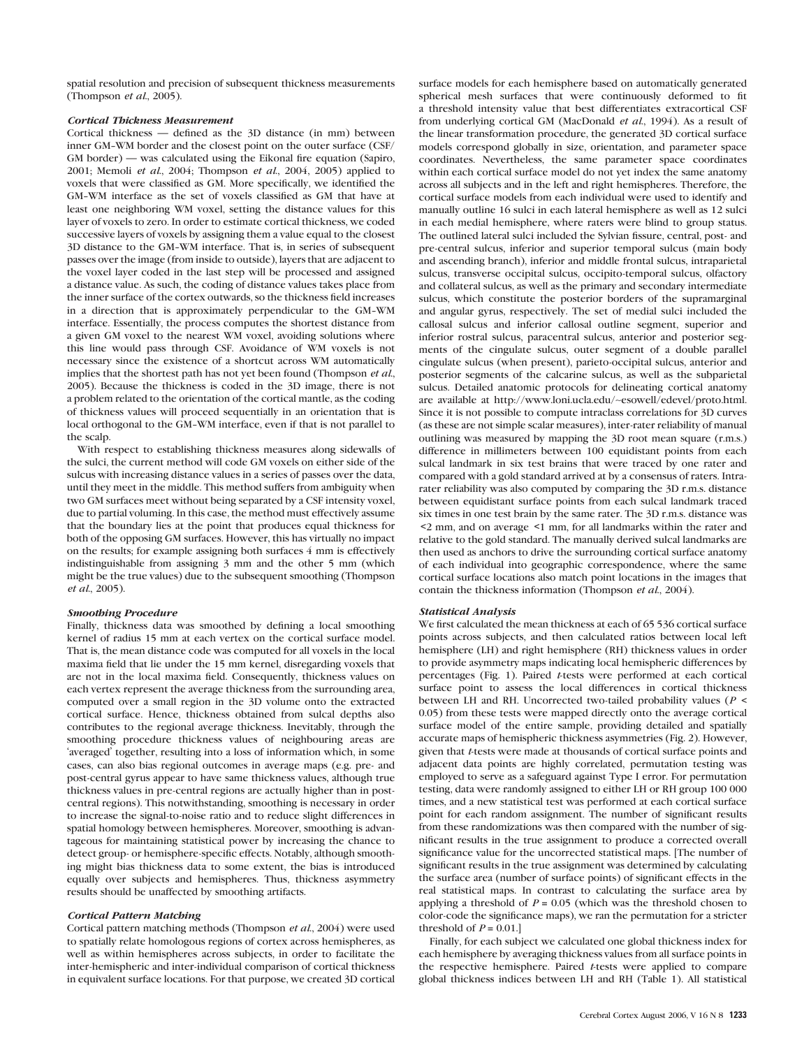spatial resolution and precision of subsequent thickness measurements (Thompson *et al.*, 2005).

### *Cortical Thickness Measurement*

Cortical thickness — defined as the 3D distance (in mm) between inner GM–WM border and the closest point on the outer surface (CSF/GM border) — was calculated using the Eikonal fire equation (Sapiro, 2001; Memoli *et al.*, 2004; Thompson *et al.*, 2004, 2005) applied to voxels that were classified as GM. More specifically, we identified the GM–WM interface as the set of voxels classified as GM that have at least one neighboring WM voxel, setting the distance values for this layer of voxels to zero. In order to estimate cortical thickness, we coded successive layers of voxels by assigning them a value equal to the closest 3D distance to the GM–WM interface. That is, in series of subsequent passes over the image (from inside to outside), layers that are adjacent to the voxel layer coded in the last step will be processed and assigned a distance value. As such, the coding of distance values takes place from the inner surface of the cortex outwards, so the thickness field increases in a direction that is approximately perpendicular to the GM–WM interface. Essentially, the process computes the shortest distance from a given GM voxel to the nearest WM voxel, avoiding solutions where this line would pass through CSF. Avoidance of WM voxels is not necessary since the existence of a shortcut across WM automatically implies that the shortest path has not yet been found (Thompson *et al.*, 2005). Because the thickness is coded in the 3D image, there is not a problem related to the orientation of the cortical mantle, as the coding of thickness values will proceed sequentially in an orientation that is local orthogonal to the GM–WM interface, even if that is not parallel to the scalp.

With respect to establishing thickness measures along sidewalls of the sulci, the current method will code GM voxels on either side of the sulcus with increasing distance values in a series of passes over the data, until they meet in the middle. This method suffers from ambiguity when two GM surfaces meet without being separated by a CSF intensity voxel, due to partial voluming. In this case, the method must effectively assume that the boundary lies at the point that produces equal thickness for both of the opposing GM surfaces. However, this has virtually no impact on the results; for example assigning both surfaces 4 mm is effectively indistinguishable from assigning 3 mm and the other 5 mm (which might be the true values) due to the subsequent smoothing (Thompson *et al.*, 2005).

### *Smoothing Procedure*

Finally, thickness data was smoothed by defining a local smoothing kernel of radius 15 mm at each vertex on the cortical surface model. That is, the mean distance code was computed for all voxels in the local maxima field that lie under the 15 mm kernel, disregarding voxels that are not in the local maxima field. Consequently, thickness values on each vertex represent the average thickness from the surrounding area, computed over a small region in the 3D volume onto the extracted cortical surface. Hence, thickness obtained from sulcal depths also contributes to the regional average thickness. Inevitably, through the smoothing procedure thickness values of neighbouring areas are 'averaged' together, resulting into a loss of information which, in some cases, can also bias regional outcomes in average maps (e.g. pre- and post-central gyrus appear to have same thickness values, although true thickness values in pre-central regions are actually higher than in post-central regions). This notwithstanding, smoothing is necessary in order to increase the signal-to-noise ratio and to reduce slight differences in spatial homology between hemispheres. Moreover, smoothing is advantageous for maintaining statistical power by increasing the chance to detect group- or hemisphere-specific effects. Notably, although smoothing might bias thickness data to some extent, the bias is introduced equally over subjects and hemispheres. Thus, thickness asymmetry results should be unaffected by smoothing artifacts.

### *Cortical Pattern Matching*

Cortical pattern matching methods (Thompson *et al.*, 2004) were used to spatially relate homologous regions of cortex across hemispheres, as well as within hemispheres across subjects, in order to facilitate the inter-hemispheric and inter-individual comparison of cortical thickness in equivalent surface locations. For that purpose, we created 3D cortical surface models for each hemisphere based on automatically generated spherical mesh surfaces that were continuously deformed to fit a threshold intensity value that best differentiates extracortical CSF from underlying cortical GM (MacDonald *et al.*, 1994). As a result of the linear transformation procedure, the generated 3D cortical surface models correspond globally in size, orientation, and parameter space coordinates. Nevertheless, the same parameter space coordinates within each cortical surface model do not yet index the same anatomy across all subjects and in the left and right hemispheres. Therefore, the cortical surface models from each individual were used to identify and manually outline 16 sulci in each lateral hemisphere as well as 12 sulci in each medial hemisphere, where raters were blind to group status. The outlined lateral sulci included the Sylvian fissure, central, post- and pre-central sulcus, inferior and superior temporal sulcus (main body and ascending branch), inferior and middle frontal sulcus, intraparietal sulcus, transverse occipital sulcus, occipito-temporal sulcus, olfactory and collateral sulcus, as well as the primary and secondary intermediate sulcus, which constitute the posterior borders of the supramarginal and angular gyrus, respectively. The set of medial sulci included the callosal sulcus and inferior callosal outline segment, superior and inferior rostral sulcus, paracentral sulcus, anterior and posterior segments of the cingulate sulcus, outer segment of a double parallel cingulate sulcus (when present), parieto-occipital sulcus, anterior and posterior segments of the calcarine sulcus, as well as the subparietal sulcus. Detailed anatomic protocols for delineating cortical anatomy are available at http://www.loni.ucla.edu/~esowell/edevel/proto.html. Since it is not possible to compute intraclass correlations for 3D curves (as these are not simple scalar measures), inter-rater reliability of manual outlining was measured by mapping the 3D root mean square (r.m.s.) difference in millimeters between 100 equidistant points from each sulcal landmark in six test brains that were traced by one rater and compared with a gold standard arrived at by a consensus of raters. Intra-rater reliability was also computed by comparing the 3D r.m.s. distance between equidistant surface points from each sulcal landmark traced six times in one test brain by the same rater. The 3D r.m.s. distance was <2 mm, and on average <1 mm, for all landmarks within the rater and relative to the gold standard. The manually derived sulcal landmarks are then used as anchors to drive the surrounding cortical surface anatomy of each individual into geographic correspondence, where the same cortical surface locations also match point locations in the images that contain the thickness information (Thompson *et al.*, 2004).

### *Statistical Analysis*

We first calculated the mean thickness at each of 65 536 cortical surface points across subjects, and then calculated ratios between local left hemisphere (LH) and right hemisphere (RH) thickness values in order to provide asymmetry maps indicating local hemispheric differences by percentages (Fig. 1). Paired *t*-tests were performed at each cortical surface point to assess the local differences in cortical thickness between LH and RH. Uncorrected two-tailed probability values ($P < 0.05$) from these tests were mapped directly onto the average cortical surface model of the entire sample, providing detailed and spatially accurate maps of hemispheric thickness asymmetries (Fig. 2). However, given that *t*-tests were made at thousands of cortical surface points and adjacent data points are highly correlated, permutation testing was employed to serve as a safeguard against Type I error. For permutation testing, data were randomly assigned to either LH or RH group 100 000 times, and a new statistical test was performed at each cortical surface point for each random assignment. The number of significant results from these randomizations was then compared with the number of significant results in the true assignment to produce a corrected overall significance value for the uncorrected statistical maps. [The number of significant results in the true assignment was determined by calculating the surface area (number of surface points) of significant effects in the real statistical maps. In contrast to calculating the surface area by applying a threshold of $P = 0.05$ (which was the threshold chosen to color-code the significance maps), we ran the permutation for a stricter threshold of $P = 0.01$.]

Finally, for each subject we calculated one global thickness index for each hemisphere by averaging thickness values from all surface points in the respective hemisphere. Paired *t*-tests were applied to compare global thickness indices between LH and RH (Table 1). All statistical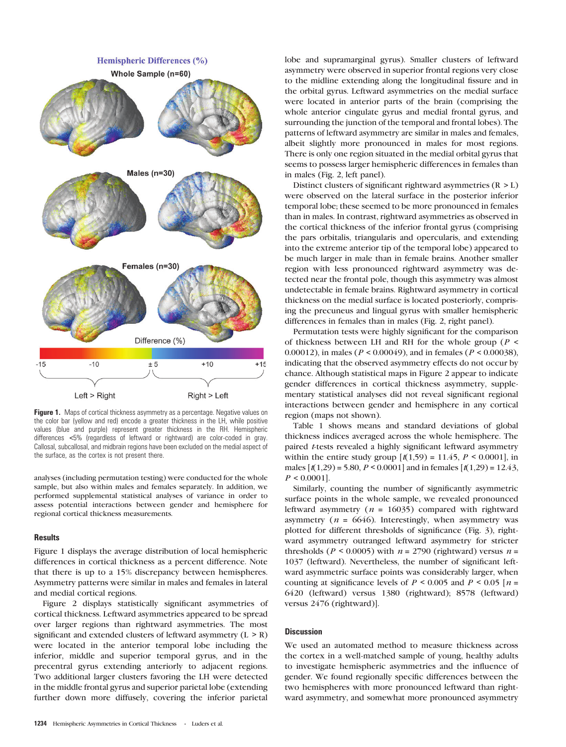Hemispheric Differences (%)

Whole Sample (n=60)

Males (n=30)

Females (n=30)

Difference (%)

-15

-10

± 5

+10

+15

Left > Right

Right > Left

**Figure 1.** Maps of cortical thickness asymmetry as a percentage. Negative values on the color bar (yellow and red) encode a greater thickness in the LH, while positive values (blue and purple) represent greater thickness in the RH. Hemispheric differences <5% (regardless of leftward or rightward) are color-coded in gray. Callosal, subcallosal, and midbrain regions have been excluded on the medial aspect of the surface, as the cortex is not present there.

analyses (including permutation testing) were conducted for the whole sample, but also within males and females separately. In addition, we performed supplemental statistical analyses of variance in order to assess potential interactions between gender and hemisphere for regional cortical thickness measurements.

## Results

Figure 1 displays the average distribution of local hemispheric differences in cortical thickness as a percent difference. Note that there is up to a 15% discrepancy between hemispheres. Asymmetry patterns were similar in males and females in lateral and medial cortical regions.

Figure 2 displays statistically significant asymmetries of cortical thickness. Leftward asymmetries appeared to be spread over larger regions than rightward asymmetries. The most significant and extended clusters of leftward asymmetry (L > R) were located in the anterior temporal lobe including the inferior, middle and superior temporal gyrus, and in the precentral gyrus extending anteriorly to adjacent regions. Two additional larger clusters favoring the LH were detected in the middle frontal gyrus and superior parietal lobe (extending further down more diffusely, covering the inferior parietal lobe and supramarginal gyrus). Smaller clusters of leftward asymmetry were observed in superior frontal regions very close to the midline extending along the longitudinal fissure and in the orbital gyrus. Leftward asymmetries on the medial surface were located in anterior parts of the brain (comprising the whole anterior cingulate gyrus and medial frontal gyrus, and surrounding the junction of the temporal and frontal lobes). The patterns of leftward asymmetry are similar in males and females, albeit slightly more pronounced in males for most regions. There is only one region situated in the medial orbital gyrus that seems to possess larger hemispheric differences in females than in males (Fig. 2, left panel).

Distinct clusters of significant rightward asymmetries (R > L) were observed on the lateral surface in the posterior inferior temporal lobe; these seemed to be more pronounced in females than in males. In contrast, rightward asymmetries as observed in the cortical thickness of the inferior frontal gyrus (comprising the pars orbitalis, triangularis and opercularis, and extending into the extreme anterior tip of the temporal lobe) appeared to be much larger in male than in female brains. Another smaller region with less pronounced rightward asymmetry was detected near the frontal pole, though this asymmetry was almost undetectable in female brains. Rightward asymmetry in cortical thickness on the medial surface is located posteriorly, comprising the precuneus and lingual gyrus with smaller hemispheric differences in females than in males (Fig. 2, right panel).

Permutation tests were highly significant for the comparison of thickness between LH and RH for the whole group ($P$ < 0.00012), in males ($P$ < 0.00049), and in females ($P$ < 0.00038), indicating that the observed asymmetry effects do not occur by chance. Although statistical maps in Figure 2 appear to indicate gender differences in cortical thickness asymmetry, supplementary statistical analyses did not reveal significant regional interactions between gender and hemisphere in any cortical region (maps not shown).

Table 1 shows means and standard deviations of global thickness indices averaged across the whole hemisphere. The paired $t$-tests revealed a highly significant leftward asymmetry within the entire study group [$t(1,59) = 11.45$, $P < 0.0001$], in males [$t(1,29) = 5.80$, $P < 0.0001$] and in females [$t(1,29) = 12.43$, $P < 0.0001$].

Similarly, counting the number of significantly asymmetric surface points in the whole sample, we revealed pronounced leftward asymmetry ($n$ = 16035) compared with rightward asymmetry ($n$ = 6646). Interestingly, when asymmetry was plotted for different thresholds of significance (Fig. 3), rightward asymmetry outranged leftward asymmetry for stricter thresholds ($P$ < 0.0005) with $n$ = 2790 (rightward) versus $n$ = 1037 (leftward). Nevertheless, the number of significant leftward asymmetric surface points was considerably larger, when counting at significance levels of $P$ < 0.005 and $P$ < 0.05 [$n$ = 6420 (leftward) versus 1380 (rightward); 8578 (leftward) versus 2476 (rightward)].

## Discussion

We used an automated method to measure thickness across the cortex in a well-matched sample of young, healthy adults to investigate hemispheric asymmetries and the influence of gender. We found regionally specific differences between the two hemispheres with more pronounced leftward than rightward asymmetry, and somewhat more pronounced asymmetry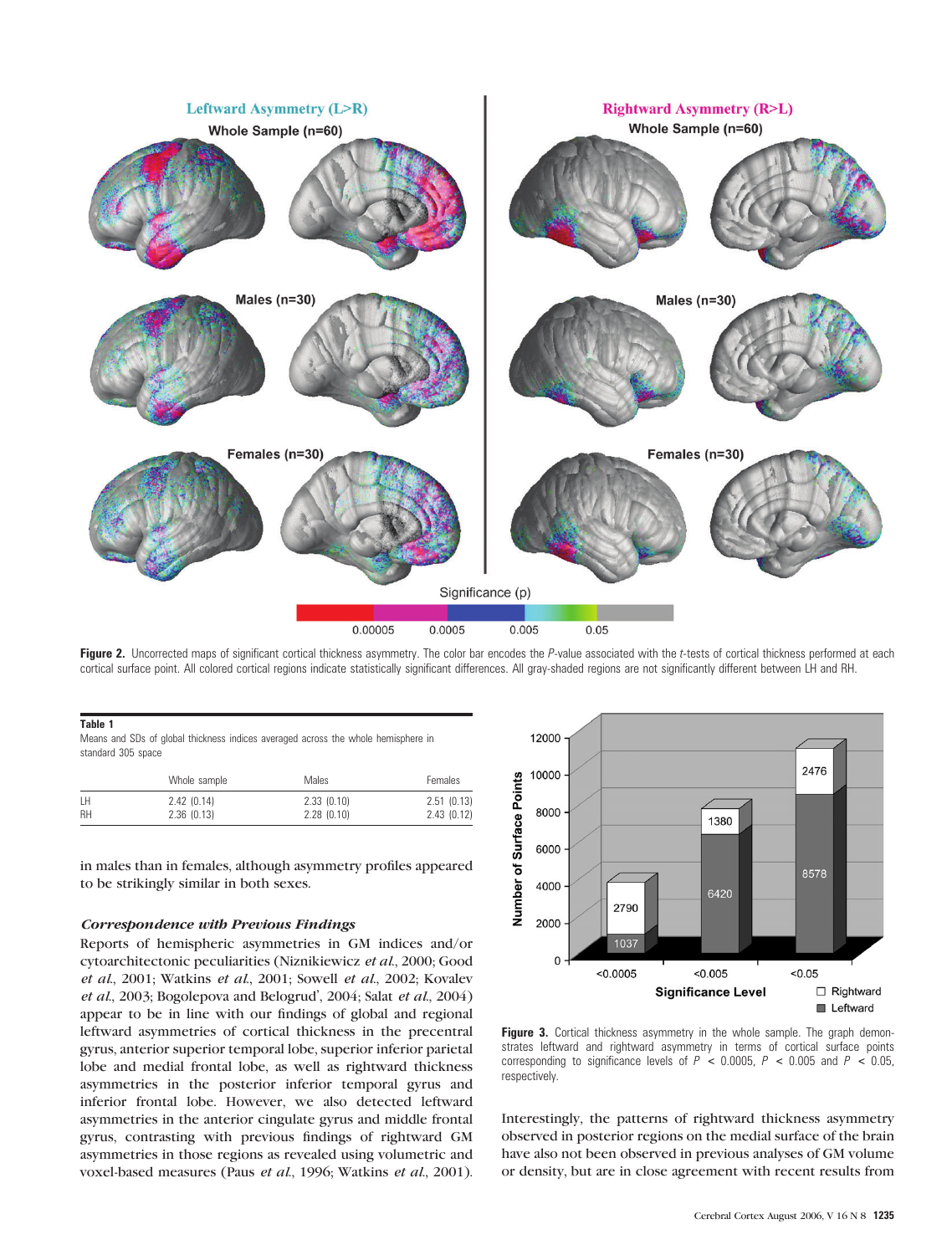Leftward Asymmetry (L>R)

Whole Sample (n=60)

Males (n=30)

Females (n=30)

Rightward Asymmetry (R>L)

Whole Sample (n=60)

Males (n=30)

Females (n=30)

Significance (p)

0.00005 0.0005 0.005 0.05

**Figure 2.** Uncorrected maps of significant cortical thickness asymmetry. The color bar encodes the *P*-value associated with the *t*-tests of cortical thickness performed at each cortical surface point. All colored cortical regions indicate statistically significant differences. All gray-shaded regions are not significantly different between LH and RH.

**Table 1**
Means and SDs of global thickness indices averaged across the whole hemisphere in standard 305 space

| | Whole sample | Males | Females |
|---|---|---|---|
| LH | 2.42 (0.14) | 2.33 (0.10) | 2.51 (0.13) |
| RH | 2.36 (0.13) | 2.28 (0.10) | 2.43 (0.12) |

in males than in females, although asymmetry profiles appeared to be strikingly similar in both sexes.

### *Correspondence with Previous Findings*

Reports of hemispheric asymmetries in GM indices and/or cytoarchitectonic peculiarities (Niznikiewicz *et al.*, 2000; Good *et al.*, 2001; Watkins *et al.*, 2001; Sowell *et al.*, 2002; Kovalev *et al.*, 2003; Bogolepova and Belogrud', 2004; Salat *et al.*, 2004) appear to be in line with our findings of global and regional leftward asymmetries of cortical thickness in the precentral gyrus, anterior superior temporal lobe, superior inferior parietal lobe and medial frontal lobe, as well as rightward thickness asymmetries in the posterior inferior temporal gyrus and inferior frontal lobe. However, we also detected leftward asymmetries in the anterior cingulate gyrus and middle frontal gyrus, contrasting with previous findings of rightward GM asymmetries in those regions as revealed using volumetric and voxel-based measures (Paus *et al.*, 1996; Watkins *et al.*, 2001).

Number of Surface Points

12000
10000
8000
6000
4000
2000
0

<0.0005 <0.005 <0.05

Significance Level

2790
1037
1380
6420
2476
8578

☐ Rightward
■ Leftward

**Figure 3.** Cortical thickness asymmetry in the whole sample. The graph demonstrates leftward and rightward asymmetry in terms of cortical surface points corresponding to significance levels of $P < 0.0005$, $P < 0.005$ and $P < 0.05$, respectively.

Interestingly, the patterns of rightward thickness asymmetry observed in posterior regions on the medial surface of the brain have also not been observed in previous analyses of GM volume or density, but are in close agreement with recent results from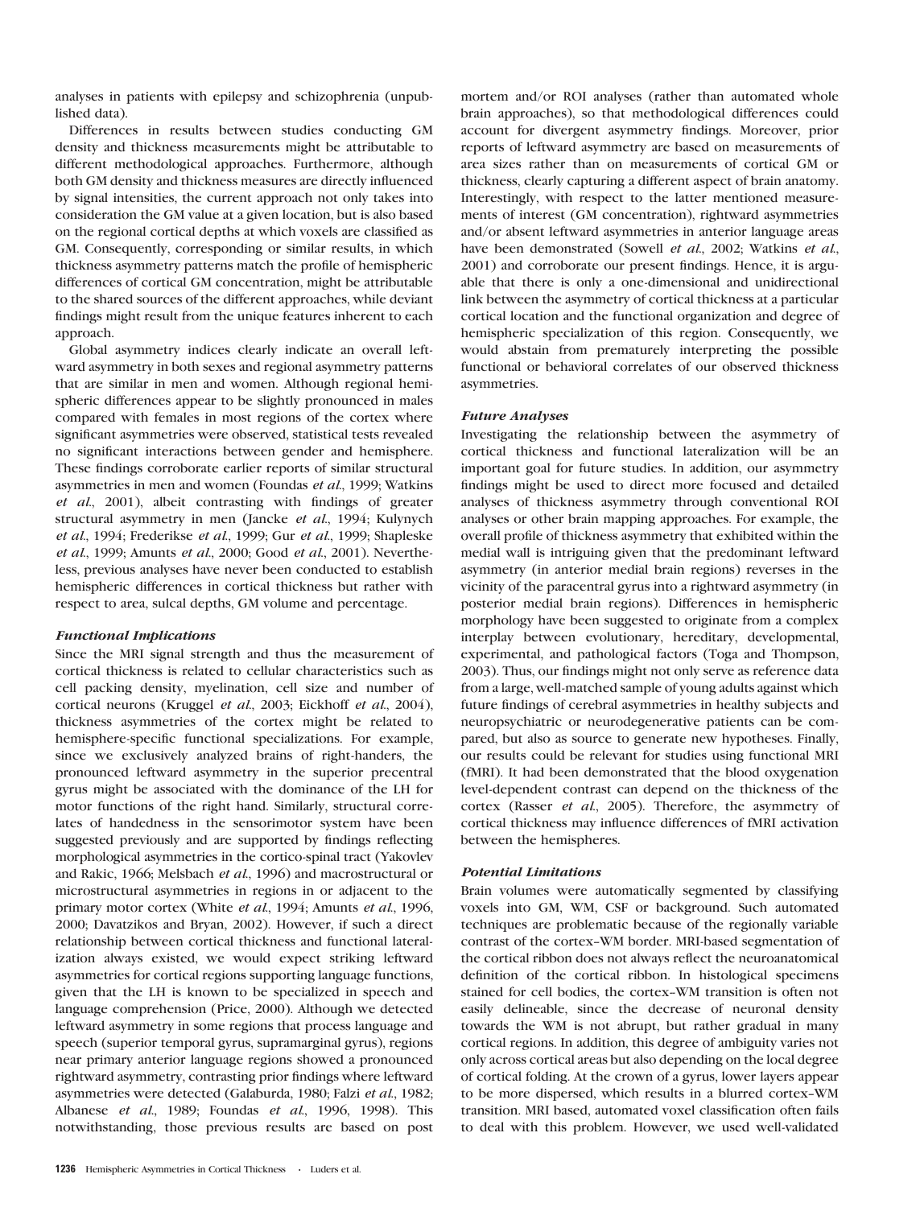analyses in patients with epilepsy and schizophrenia (unpublished data).

Differences in results between studies conducting GM density and thickness measurements might be attributable to different methodological approaches. Furthermore, although both GM density and thickness measures are directly influenced by signal intensities, the current approach not only takes into consideration the GM value at a given location, but is also based on the regional cortical depths at which voxels are classified as GM. Consequently, corresponding or similar results, in which thickness asymmetry patterns match the profile of hemispheric differences of cortical GM concentration, might be attributable to the shared sources of the different approaches, while deviant findings might result from the unique features inherent to each approach.

Global asymmetry indices clearly indicate an overall leftward asymmetry in both sexes and regional asymmetry patterns that are similar in men and women. Although regional hemispheric differences appear to be slightly pronounced in males compared with females in most regions of the cortex where significant asymmetries were observed, statistical tests revealed no significant interactions between gender and hemisphere. These findings corroborate earlier reports of similar structural asymmetries in men and women (Foundas *et al.*, 1999; Watkins *et al.*, 2001), albeit contrasting with findings of greater structural asymmetry in men (Jancke *et al.*, 1994; Kulynych *et al.*, 1994; Frederikse *et al.*, 1999; Gur *et al.*, 1999; Shapleske *et al.*, 1999; Amunts *et al.*, 2000; Good *et al.*, 2001). Nevertheless, previous analyses have never been conducted to establish hemispheric differences in cortical thickness but rather with respect to area, sulcal depths, GM volume and percentage.

### *Functional Implications*

Since the MRI signal strength and thus the measurement of cortical thickness is related to cellular characteristics such as cell packing density, myelination, cell size and number of cortical neurons (Kruggel *et al.*, 2003; Eickhoff *et al.*, 2004), thickness asymmetries of the cortex might be related to hemisphere-specific functional specializations. For example, since we exclusively analyzed brains of right-handers, the pronounced leftward asymmetry in the superior precentral gyrus might be associated with the dominance of the LH for motor functions of the right hand. Similarly, structural correlates of handedness in the sensorimotor system have been suggested previously and are supported by findings reflecting morphological asymmetries in the cortico-spinal tract (Yakovlev and Rakic, 1966; Melsbach *et al.*, 1996) and macrostructural or microstructural asymmetries in regions in or adjacent to the primary motor cortex (White *et al.*, 1994; Amunts *et al.*, 1996, 2000; Davatzikos and Bryan, 2002). However, if such a direct relationship between cortical thickness and functional lateralization always existed, we would expect striking leftward asymmetries for cortical regions supporting language functions, given that the LH is known to be specialized in speech and language comprehension (Price, 2000). Although we detected leftward asymmetry in some regions that process language and speech (superior temporal gyrus, supramarginal gyrus), regions near primary anterior language regions showed a pronounced rightward asymmetry, contrasting prior findings where leftward asymmetries were detected (Galaburda, 1980; Falzi *et al.*, 1982; Albanese *et al.*, 1989; Foundas *et al.*, 1996, 1998). This notwithstanding, those previous results are based on post mortem and/or ROI analyses (rather than automated whole brain approaches), so that methodological differences could account for divergent asymmetry findings. Moreover, prior reports of leftward asymmetry are based on measurements of area sizes rather than on measurements of cortical GM or thickness, clearly capturing a different aspect of brain anatomy. Interestingly, with respect to the latter mentioned measurements of interest (GM concentration), rightward asymmetries and/or absent leftward asymmetries in anterior language areas have been demonstrated (Sowell *et al.*, 2002; Watkins *et al.*, 2001) and corroborate our present findings. Hence, it is arguable that there is only a one-dimensional and unidirectional link between the asymmetry of cortical thickness at a particular cortical location and the functional organization and degree of hemispheric specialization of this region. Consequently, we would abstain from prematurely interpreting the possible functional or behavioral correlates of our observed thickness asymmetries.

### *Future Analyses*

Investigating the relationship between the asymmetry of cortical thickness and functional lateralization will be an important goal for future studies. In addition, our asymmetry findings might be used to direct more focused and detailed analyses of thickness asymmetry through conventional ROI analyses or other brain mapping approaches. For example, the overall profile of thickness asymmetry that exhibited within the medial wall is intriguing given that the predominant leftward asymmetry (in anterior medial brain regions) reverses in the vicinity of the paracentral gyrus into a rightward asymmetry (in posterior medial brain regions). Differences in hemispheric morphology have been suggested to originate from a complex interplay between evolutionary, hereditary, developmental, experimental, and pathological factors (Toga and Thompson, 2003). Thus, our findings might not only serve as reference data from a large, well-matched sample of young adults against which future findings of cerebral asymmetries in healthy subjects and neuropsychiatric or neurodegenerative patients can be compared, but also as source to generate new hypotheses. Finally, our results could be relevant for studies using functional MRI (fMRI). It had been demonstrated that the blood oxygenation level-dependent contrast can depend on the thickness of the cortex (Rasser *et al.*, 2005). Therefore, the asymmetry of cortical thickness may influence differences of fMRI activation between the hemispheres.

### *Potential Limitations*

Brain volumes were automatically segmented by classifying voxels into GM, WM, CSF or background. Such automated techniques are problematic because of the regionally variable contrast of the cortex–WM border. MRI-based segmentation of the cortical ribbon does not always reflect the neuroanatomical definition of the cortical ribbon. In histological specimens stained for cell bodies, the cortex–WM transition is often not easily delineable, since the decrease of neuronal density towards the WM is not abrupt, but rather gradual in many cortical regions. In addition, this degree of ambiguity varies not only across cortical areas but also depending on the local degree of cortical folding. At the crown of a gyrus, lower layers appear to be more dispersed, which results in a blurred cortex–WM transition. MRI based, automated voxel classification often fails to deal with this problem. However, we used well-validated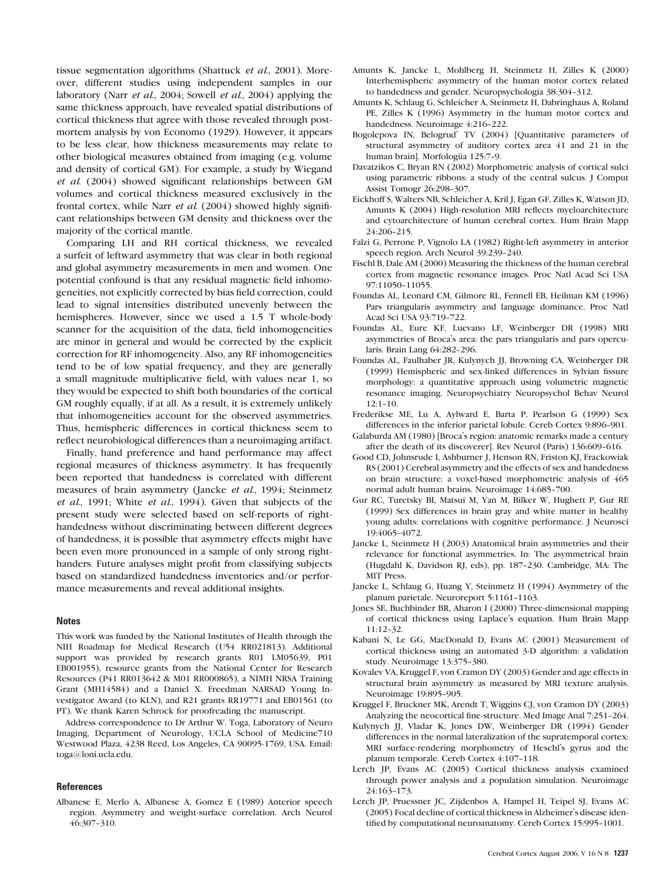tissue segmentation algorithms (Shattuck *et al.*, 2001). Moreover, different studies using independent samples in our laboratory (Narr *et al.*, 2004; Sowell *et al.*, 2004) applying the same thickness approach, have revealed spatial distributions of cortical thickness that agree with those revealed through postmortem analysis by von Economo (1929). However, it appears to be less clear, how thickness measurements may relate to other biological measures obtained from imaging (e.g. volume and density of cortical GM). For example, a study by Wiegand *et al.* (2004) showed significant relationships between GM volumes and cortical thickness measured exclusively in the frontal cortex, while Narr *et al.* (2004) showed highly significant relationships between GM density and thickness over the majority of the cortical mantle.

Comparing LH and RH cortical thickness, we revealed a surfeit of leftward asymmetry that was clear in both regional and global asymmetry measurements in men and women. One potential confound is that any residual magnetic field inhomogeneities, not explicitly corrected by bias field correction, could lead to signal intensities distributed unevenly between the hemispheres. However, since we used a 1.5 T whole-body scanner for the acquisition of the data, field inhomogeneities are minor in general and would be corrected by the explicit correction for RF inhomogeneity. Also, any RF inhomogeneities tend to be of low spatial frequency, and they are generally a small magnitude multiplicative field, with values near 1, so they would be expected to shift both boundaries of the cortical GM roughly equally, if at all. As a result, it is extremely unlikely that inhomogeneities account for the observed asymmetries. Thus, hemispheric differences in cortical thickness seem to reflect neurobiological differences than a neuroimaging artifact.

Finally, hand preference and hand performance may affect regional measures of thickness asymmetry. It has frequently been reported that handedness is correlated with different measures of brain asymmetry (Jancke *et al.*, 1994; Steinmetz *et al.*, 1991; White *et al.*, 1994). Given that subjects of the present study were selected based on self-reports of right-handedness without discriminating between different degrees of handedness, it is possible that asymmetry effects might have been even more pronounced in a sample of only strong right-handers. Future analyses might profit from classifying subjects based on standardized handedness inventories and/or performance measurements and reveal additional insights.

## Notes

This work was funded by the National Institutes of Health through the NIH Roadmap for Medical Research (U54 RR021813). Additional support was provided by research grants R01 LM05639, P01 EB001955), resource grants from the National Center for Research Resources (P41 RR013642 & M01 RR000865), a NIMH NRSA Training Grant (MH14584) and a Daniel X. Freedman NARSAD Young Investigator Award (to KLN), and R21 grants RR19771 and EB01561 (to PT). We thank Karen Schrock for proofreading the manuscript.

Address correspondence to Dr Arthur W. Toga, Laboratory of Neuro Imaging, Department of Neurology, UCLA School of Medicine710 Westwood Plaza, 4238 Reed, Los Angeles, CA 90095-1769, USA. Email: toga@loni.ucla.edu.

## References

Albanese E, Merlo A, Albanese A, Gomez E (1989) Anterior speech region. Asymmetry and weight-surface correlation. Arch Neurol 46:307–310.

Amunts K, Jancke L, Mohlberg H, Steinmetz H, Zilles K (2000) Interhemispheric asymmetry of the human motor cortex related to handedness and gender. Neuropsychologia 38:304–312.

Amunts K, Schlaug G, Schleicher A, Steinmetz H, Dabringhaus A, Roland PE, Zilles K (1996) Asymmetry in the human motor cortex and handedness. Neuroimage 4:216–222.

Bogolepova IN, Belogrud' TV (2004) [Quantitative parameters of structural asymmetry of auditory cortex area 41 and 21 in the human brain]. Morfologiia 125:7–9.

Davatzikos C, Bryan RN (2002) Morphometric analysis of cortical sulci using parametric ribbons: a study of the central sulcus. J Comput Assist Tomogr 26:298–307.

Eickhoff S, Walters NB, Schleicher A, Kril J, Egan GF, Zilles K, Watson JD, Amunts K (2004) High-resolution MRI reflects myeloarchitecture and cytoarchitecture of human cerebral cortex. Hum Brain Mapp 24:206–215.

Falzi G, Perrone P, Vignolo LA (1982) Right-left asymmetry in anterior speech region. Arch Neurol 39:239–240.

Fischl B, Dale AM (2000) Measuring the thickness of the human cerebral cortex from magnetic resonance images. Proc Natl Acad Sci USA 97:11050–11055.

Foundas AL, Leonard CM, Gilmore RL, Fennell EB, Heilman KM (1996) Pars triangularis asymmetry and language dominance. Proc Natl Acad Sci USA 93:719–722.

Foundas AL, Eure KF, Luevano LF, Weinberger DR (1998) MRI asymmetries of Broca's area: the pars triangularis and pars opercularis. Brain Lang 64:282–296.

Foundas AL, Faulhaber JR, Kulynych JJ, Browning CA, Weinberger DR (1999) Hemispheric and sex-linked differences in Sylvian fissure morphology: a quantitative approach using volumetric magnetic resonance imaging. Neuropsychiatry Neuropsychol Behav Neurol 12:1–10.

Frederikse ME, Lu A, Aylward E, Barta P, Pearlson G (1999) Sex differences in the inferior parietal lobule. Cereb Cortex 9:896–901.

Galaburda AM (1980) [Broca's region: anatomic remarks made a century after the death of its discoverer]. Rev Neurol (Paris) 136:609–616.

Good CD, Johnsrude I, Ashburner J, Henson RN, Friston KJ, Frackowiak RS (2001) Cerebral asymmetry and the effects of sex and handedness on brain structure: a voxel-based morphometric analysis of 465 normal adult human brains. Neuroimage 14:685–700.

Gur RC, Turetsky BI, Matsui M, Yan M, Bilker W, Hughett P, Gur RE (1999) Sex differences in brain gray and white matter in healthy young adults: correlations with cognitive performance. J Neurosci 19:4065–4072.

Jancke L, Steinmetz H (2003) Anatomical brain asymmetries and their relevance for functional asymmetries. In: The asymmetrical brain (Hugdahl K, Davidson RJ, eds), pp. 187–230. Cambridge, MA: The MIT Press.

Jancke L, Schlaug G, Huang Y, Steinmetz H (1994) Asymmetry of the planum parietale. Neuroreport 5:1161–1163.

Jones SE, Buchbinder BR, Aharon I (2000) Three-dimensional mapping of cortical thickness using Laplace's equation. Hum Brain Mapp 11:12–32.

Kabani N, Le GG, MacDonald D, Evans AC (2001) Measurement of cortical thickness using an automated 3-D algorithm: a validation study. Neuroimage 13:375–380.

Kovalev VA, Kruggel F, von Cramon DY (2003) Gender and age effects in structural brain asymmetry as measured by MRI texture analysis. Neuroimage 19:895–905.

Kruggel F, Bruckner MK, Arendt T, Wiggins CJ, von Cramon DY (2003) Analyzing the neocortical fine-structure. Med Image Anal 7:251–264.

Kulynych JJ, Vladar K, Jones DW, Weinberger DR (1994) Gender differences in the normal lateralization of the supratemporal cortex: MRI surface-rendering morphometry of Heschl's gyrus and the planum temporale. Cereb Cortex 4:107–118.

Lerch JP, Evans AC (2005) Cortical thickness analysis examined through power analysis and a population simulation. Neuroimage 24:163–173.

Lerch JP, Pruessner JC, Zijdenbos A, Hampel H, Teipel SJ, Evans AC (2005) Focal decline of cortical thickness in Alzheimer's disease identified by computational neuroanatomy. Cereb Cortex 15:995–1001.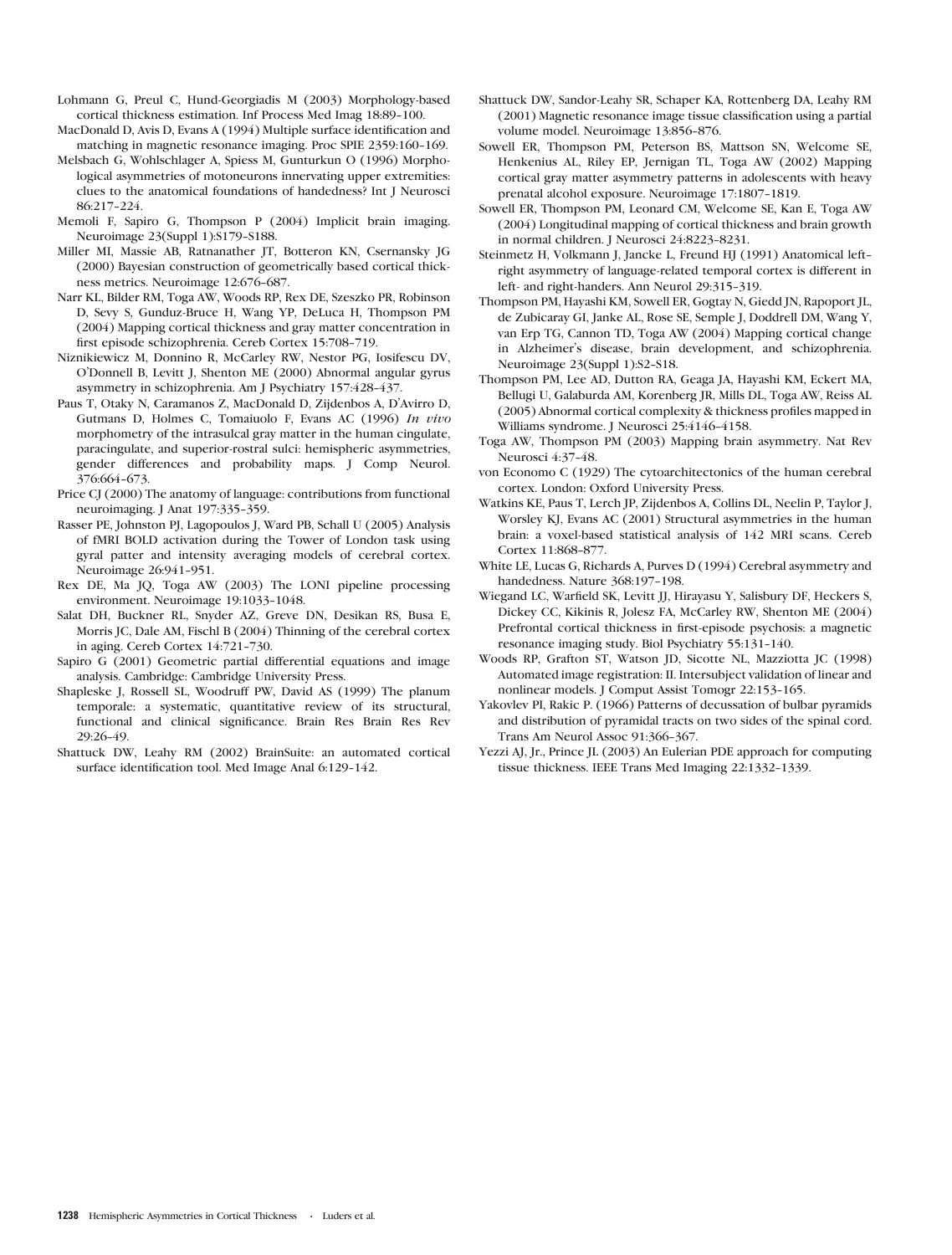Lohmann G, Preul C, Hund-Georgiadis M (2003) Morphology-based cortical thickness estimation. Inf Process Med Imag 18:89–100.

MacDonald D, Avis D, Evans A (1994) Multiple surface identification and matching in magnetic resonance imaging. Proc SPIE 2359:160–169.

Melsbach G, Wohlschlager A, Spiess M, Gunturkun O (1996) Morphological asymmetries of motoneurons innervating upper extremities: clues to the anatomical foundations of handedness? Int J Neurosci 86:217–224.

Memoli F, Sapiro G, Thompson P (2004) Implicit brain imaging. Neuroimage 23(Suppl 1):S179–S188.

Miller MI, Massie AB, Ratnanather JT, Botteron KN, Csernansky JG (2000) Bayesian construction of geometrically based cortical thickness metrics. Neuroimage 12:676–687.

Narr KL, Bilder RM, Toga AW, Woods RP, Rex DE, Szeszko PR, Robinson D, Sevy S, Gunduz-Bruce H, Wang YP, DeLuca H, Thompson PM (2004) Mapping cortical thickness and gray matter concentration in first episode schizophrenia. Cereb Cortex 15:708–719.

Niznikiewicz M, Donnino R, McCarley RW, Nestor PG, Iosifescu DV, O'Donnell B, Levitt J, Shenton ME (2000) Abnormal angular gyrus asymmetry in schizophrenia. Am J Psychiatry 157:428–437.

Paus T, Otaky N, Caramanos Z, MacDonald D, Zijdenbos A, D'Avirro D, Gutmans D, Holmes C, Tomaiuolo F, Evans AC (1996) *In vivo* morphometry of the intrasulcal gray matter in the human cingulate, paracingulate, and superior-rostral sulci: hemispheric asymmetries, gender differences and probability maps. J Comp Neurol. 376:664–673.

Price CJ (2000) The anatomy of language: contributions from functional neuroimaging. J Anat 197:335–359.

Rasser PE, Johnston PJ, Lagopoulos J, Ward PB, Schall U (2005) Analysis of fMRI BOLD activation during the Tower of London task using gyral patter and intensity averaging models of cerebral cortex. Neuroimage 26:941–951.

Rex DE, Ma JQ, Toga AW (2003) The LONI pipeline processing environment. Neuroimage 19:1033–1048.

Salat DH, Buckner RL, Snyder AZ, Greve DN, Desikan RS, Busa E, Morris JC, Dale AM, Fischl B (2004) Thinning of the cerebral cortex in aging. Cereb Cortex 14:721–730.

Sapiro G (2001) Geometric partial differential equations and image analysis. Cambridge: Cambridge University Press.

Shapleske J, Rossell SL, Woodruff PW, David AS (1999) The planum temporale: a systematic, quantitative review of its structural, functional and clinical significance. Brain Res Brain Res Rev 29:26–49.

Shattuck DW, Leahy RM (2002) BrainSuite: an automated cortical surface identification tool. Med Image Anal 6:129–142.

Shattuck DW, Sandor-Leahy SR, Schaper KA, Rottenberg DA, Leahy RM (2001) Magnetic resonance image tissue classification using a partial volume model. Neuroimage 13:856–876.

Sowell ER, Thompson PM, Peterson BS, Mattson SN, Welcome SE, Henkenius AL, Riley EP, Jernigan TL, Toga AW (2002) Mapping cortical gray matter asymmetry patterns in adolescents with heavy prenatal alcohol exposure. Neuroimage 17:1807–1819.

Sowell ER, Thompson PM, Leonard CM, Welcome SE, Kan E, Toga AW (2004) Longitudinal mapping of cortical thickness and brain growth in normal children. J Neurosci 24:8223–8231.

Steinmetz H, Volkmann J, Jancke L, Freund HJ (1991) Anatomical left–right asymmetry of language-related temporal cortex is different in left- and right-handers. Ann Neurol 29:315–319.

Thompson PM, Hayashi KM, Sowell ER, Gogtay N, Giedd JN, Rapoport JL, de Zubicaray GI, Janke AL, Rose SE, Semple J, Doddrell DM, Wang Y, van Erp TG, Cannon TD, Toga AW (2004) Mapping cortical change in Alzheimer's disease, brain development, and schizophrenia. Neuroimage 23(Suppl 1):S2–S18.

Thompson PM, Lee AD, Dutton RA, Geaga JA, Hayashi KM, Eckert MA, Bellugi U, Galaburda AM, Korenberg JR, Mills DL, Toga AW, Reiss AL (2005) Abnormal cortical complexity & thickness profiles mapped in Williams syndrome. J Neurosci 25:4146–4158.

Toga AW, Thompson PM (2003) Mapping brain asymmetry. Nat Rev Neurosci 4:37–48.

von Economo C (1929) The cytoarchitectonics of the human cerebral cortex. London: Oxford University Press.

Watkins KE, Paus T, Lerch JP, Zijdenbos A, Collins DL, Neelin P, Taylor J, Worsley KJ, Evans AC (2001) Structural asymmetries in the human brain: a voxel-based statistical analysis of 142 MRI scans. Cereb Cortex 11:868–877.

White LE, Lucas G, Richards A, Purves D (1994) Cerebral asymmetry and handedness. Nature 368:197–198.

Wiegand LC, Warfield SK, Levitt JJ, Hirayasu Y, Salisbury DF, Heckers S, Dickey CC, Kikinis R, Jolesz FA, McCarley RW, Shenton ME (2004) Prefrontal cortical thickness in first-episode psychosis: a magnetic resonance imaging study. Biol Psychiatry 55:131–140.

Woods RP, Grafton ST, Watson JD, Sicotte NL, Mazziotta JC (1998) Automated image registration: II. Intersubject validation of linear and nonlinear models. J Comput Assist Tomogr 22:153–165.

Yakovlev PI, Rakic P. (1966) Patterns of decussation of bulbar pyramids and distribution of pyramidal tracts on two sides of the spinal cord. Trans Am Neurol Assoc 91:366–367.

Yezzi AJ, Jr., Prince JL (2003) An Eulerian PDE approach for computing tissue thickness. IEEE Trans Med Imaging 22:1332–1339.